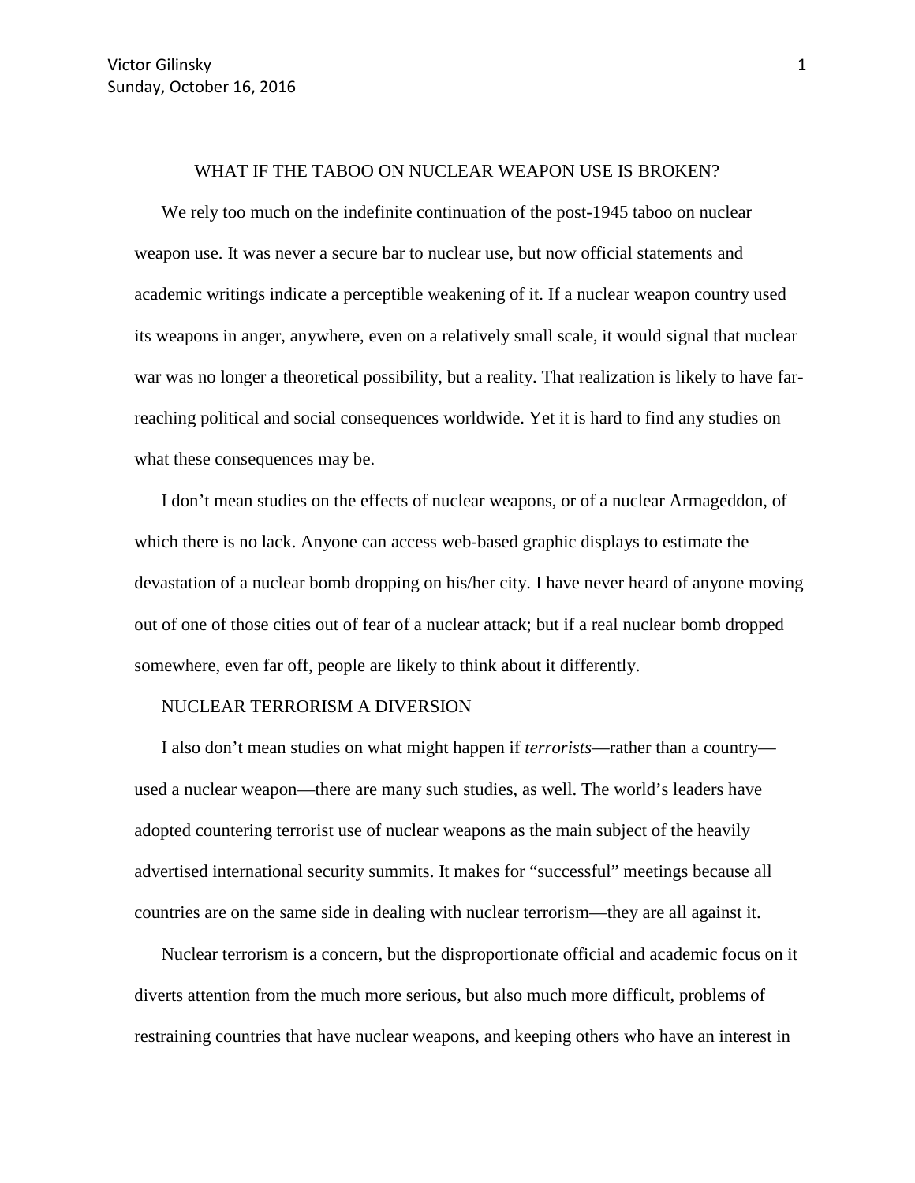Victor Gilinsky
Sunday, October 16, 2016

# WHAT IF THE TABOO ON NUCLEAR WEAPON USE IS BROKEN?

We rely too much on the indefinite continuation of the post-1945 taboo on nuclear weapon use. It was never a secure bar to nuclear use, but now official statements and academic writings indicate a perceptible weakening of it. If a nuclear weapon country used its weapons in anger, anywhere, even on a relatively small scale, it would signal that nuclear war was no longer a theoretical possibility, but a reality. That realization is likely to have far-reaching political and social consequences worldwide. Yet it is hard to find any studies on what these consequences may be.

I don't mean studies on the effects of nuclear weapons, or of a nuclear Armageddon, of which there is no lack. Anyone can access web-based graphic displays to estimate the devastation of a nuclear bomb dropping on his/her city. I have never heard of anyone moving out of one of those cities out of fear of a nuclear attack; but if a real nuclear bomb dropped somewhere, even far off, people are likely to think about it differently.

## NUCLEAR TERRORISM A DIVERSION

I also don't mean studies on what might happen if *terrorists*—rather than a country—used a nuclear weapon—there are many such studies, as well. The world's leaders have adopted countering terrorist use of nuclear weapons as the main subject of the heavily advertised international security summits. It makes for "successful" meetings because all countries are on the same side in dealing with nuclear terrorism—they are all against it.

Nuclear terrorism is a concern, but the disproportionate official and academic focus on it diverts attention from the much more serious, but also much more difficult, problems of restraining countries that have nuclear weapons, and keeping others who have an interest in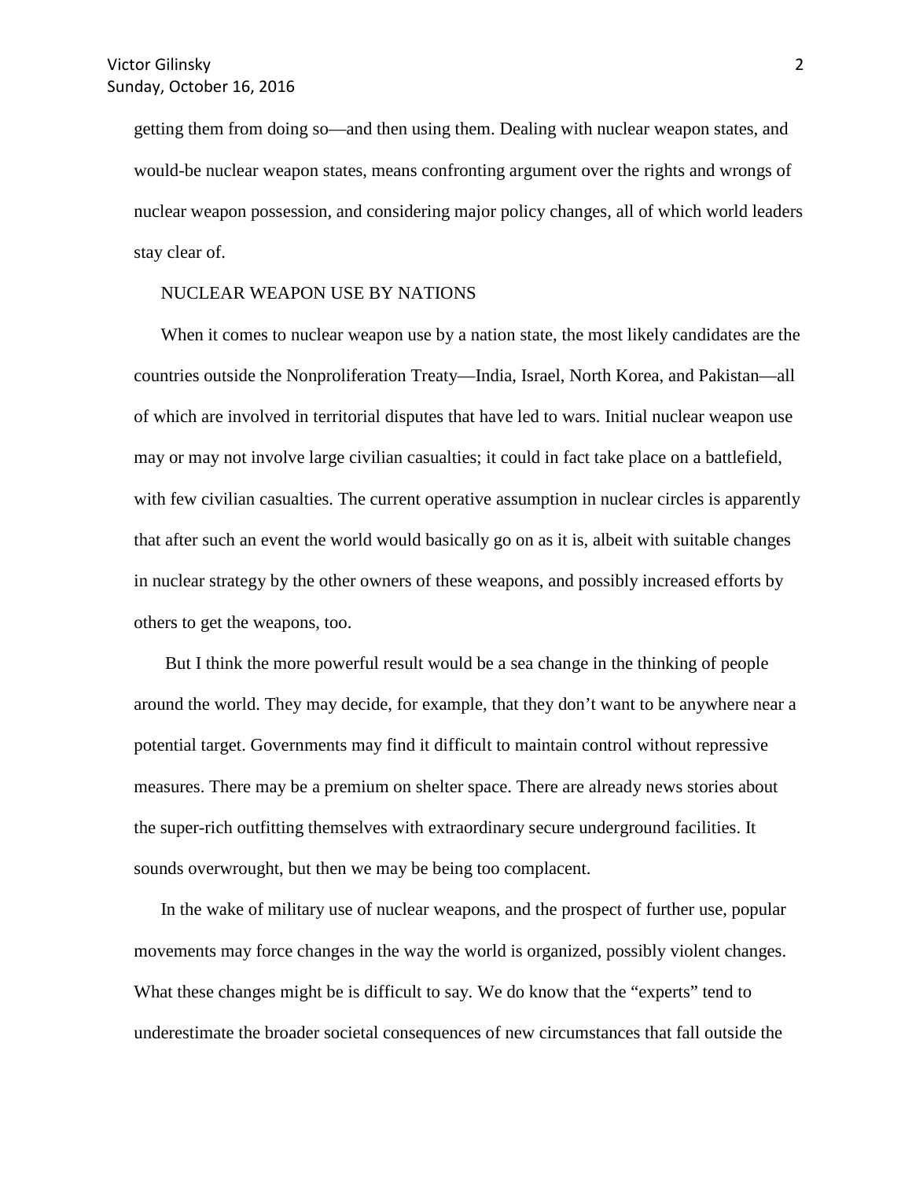getting them from doing so—and then using them. Dealing with nuclear weapon states, and would-be nuclear weapon states, means confronting argument over the rights and wrongs of nuclear weapon possession, and considering major policy changes, all of which world leaders stay clear of.

## NUCLEAR WEAPON USE BY NATIONS

When it comes to nuclear weapon use by a nation state, the most likely candidates are the countries outside the Nonproliferation Treaty—India, Israel, North Korea, and Pakistan—all of which are involved in territorial disputes that have led to wars. Initial nuclear weapon use may or may not involve large civilian casualties; it could in fact take place on a battlefield, with few civilian casualties. The current operative assumption in nuclear circles is apparently that after such an event the world would basically go on as it is, albeit with suitable changes in nuclear strategy by the other owners of these weapons, and possibly increased efforts by others to get the weapons, too.

But I think the more powerful result would be a sea change in the thinking of people around the world. They may decide, for example, that they don't want to be anywhere near a potential target. Governments may find it difficult to maintain control without repressive measures. There may be a premium on shelter space. There are already news stories about the super-rich outfitting themselves with extraordinary secure underground facilities. It sounds overwrought, but then we may be being too complacent.

In the wake of military use of nuclear weapons, and the prospect of further use, popular movements may force changes in the way the world is organized, possibly violent changes. What these changes might be is difficult to say. We do know that the "experts" tend to underestimate the broader societal consequences of new circumstances that fall outside the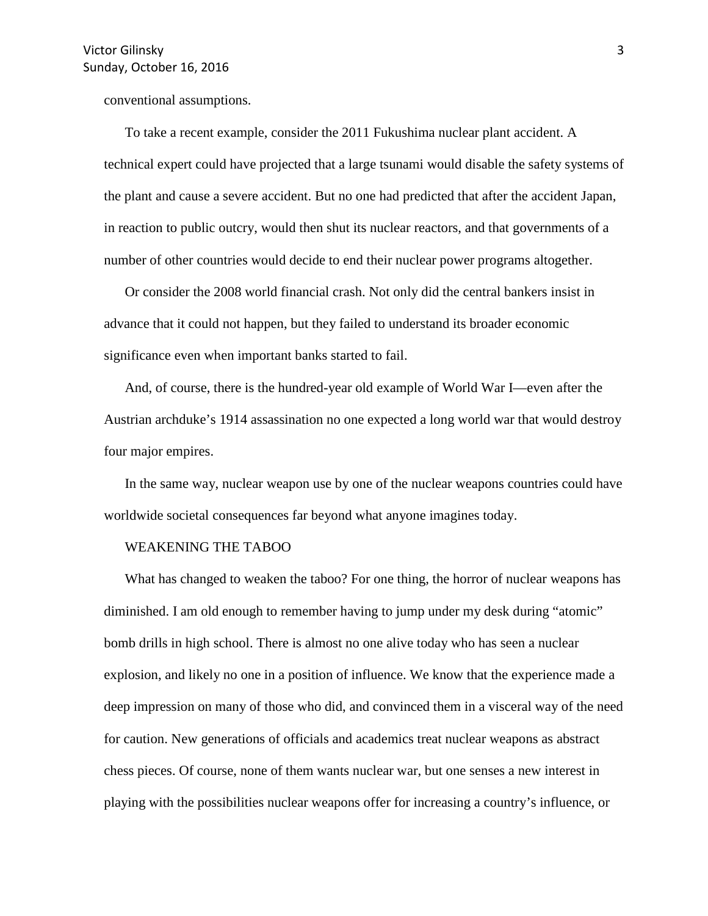conventional assumptions.

To take a recent example, consider the 2011 Fukushima nuclear plant accident. A technical expert could have projected that a large tsunami would disable the safety systems of the plant and cause a severe accident. But no one had predicted that after the accident Japan, in reaction to public outcry, would then shut its nuclear reactors, and that governments of a number of other countries would decide to end their nuclear power programs altogether.

Or consider the 2008 world financial crash. Not only did the central bankers insist in advance that it could not happen, but they failed to understand its broader economic significance even when important banks started to fail.

And, of course, there is the hundred-year old example of World War I—even after the Austrian archduke's 1914 assassination no one expected a long world war that would destroy four major empires.

In the same way, nuclear weapon use by one of the nuclear weapons countries could have worldwide societal consequences far beyond what anyone imagines today.

## WEAKENING THE TABOO

What has changed to weaken the taboo? For one thing, the horror of nuclear weapons has diminished. I am old enough to remember having to jump under my desk during "atomic" bomb drills in high school. There is almost no one alive today who has seen a nuclear explosion, and likely no one in a position of influence. We know that the experience made a deep impression on many of those who did, and convinced them in a visceral way of the need for caution. New generations of officials and academics treat nuclear weapons as abstract chess pieces. Of course, none of them wants nuclear war, but one senses a new interest in playing with the possibilities nuclear weapons offer for increasing a country's influence, or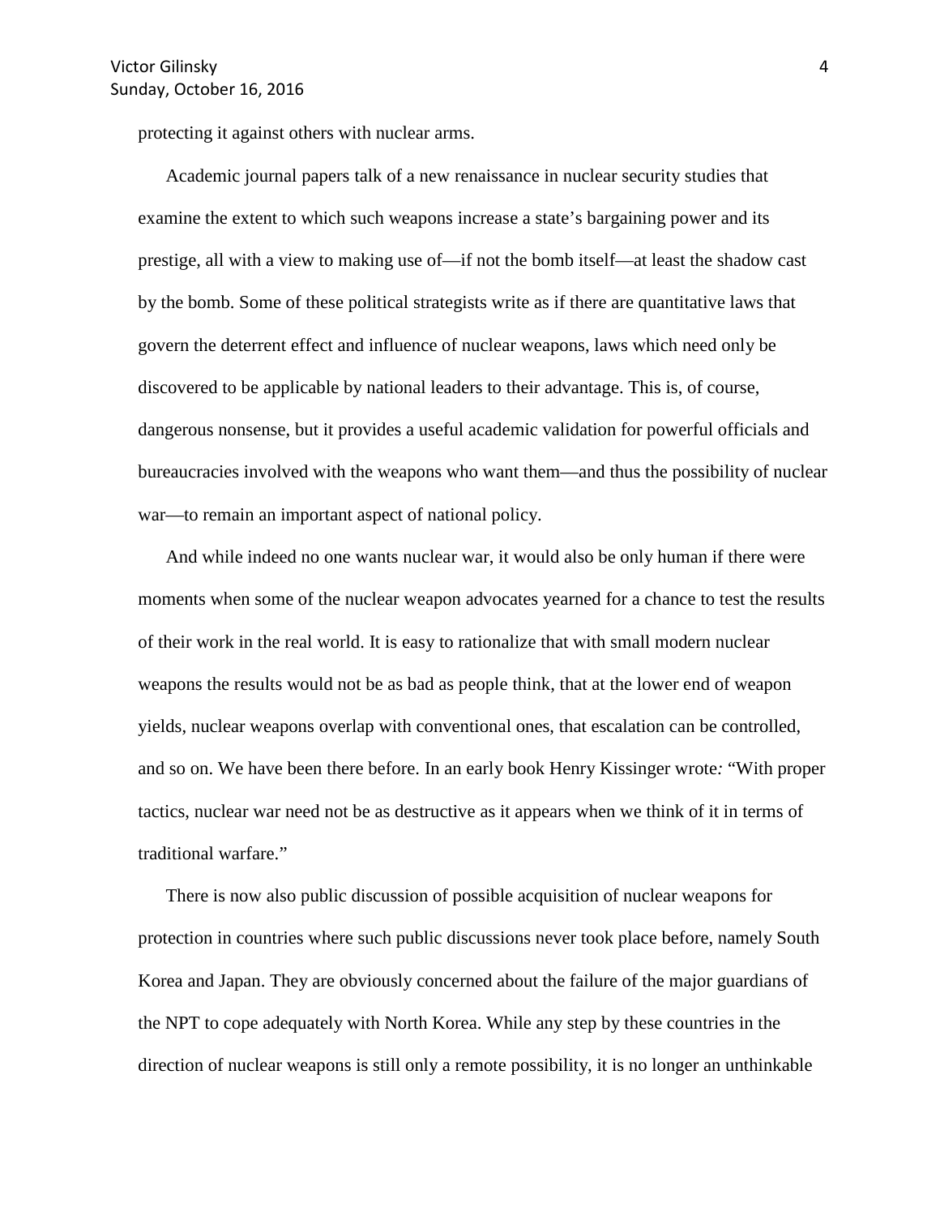protecting it against others with nuclear arms.

Academic journal papers talk of a new renaissance in nuclear security studies that examine the extent to which such weapons increase a state's bargaining power and its prestige, all with a view to making use of—if not the bomb itself—at least the shadow cast by the bomb. Some of these political strategists write as if there are quantitative laws that govern the deterrent effect and influence of nuclear weapons, laws which need only be discovered to be applicable by national leaders to their advantage. This is, of course, dangerous nonsense, but it provides a useful academic validation for powerful officials and bureaucracies involved with the weapons who want them—and thus the possibility of nuclear war—to remain an important aspect of national policy.

And while indeed no one wants nuclear war, it would also be only human if there were moments when some of the nuclear weapon advocates yearned for a chance to test the results of their work in the real world. It is easy to rationalize that with small modern nuclear weapons the results would not be as bad as people think, that at the lower end of weapon yields, nuclear weapons overlap with conventional ones, that escalation can be controlled, and so on. We have been there before. In an early book Henry Kissinger wrote: "With proper tactics, nuclear war need not be as destructive as it appears when we think of it in terms of traditional warfare."

There is now also public discussion of possible acquisition of nuclear weapons for protection in countries where such public discussions never took place before, namely South Korea and Japan. They are obviously concerned about the failure of the major guardians of the NPT to cope adequately with North Korea. While any step by these countries in the direction of nuclear weapons is still only a remote possibility, it is no longer an unthinkable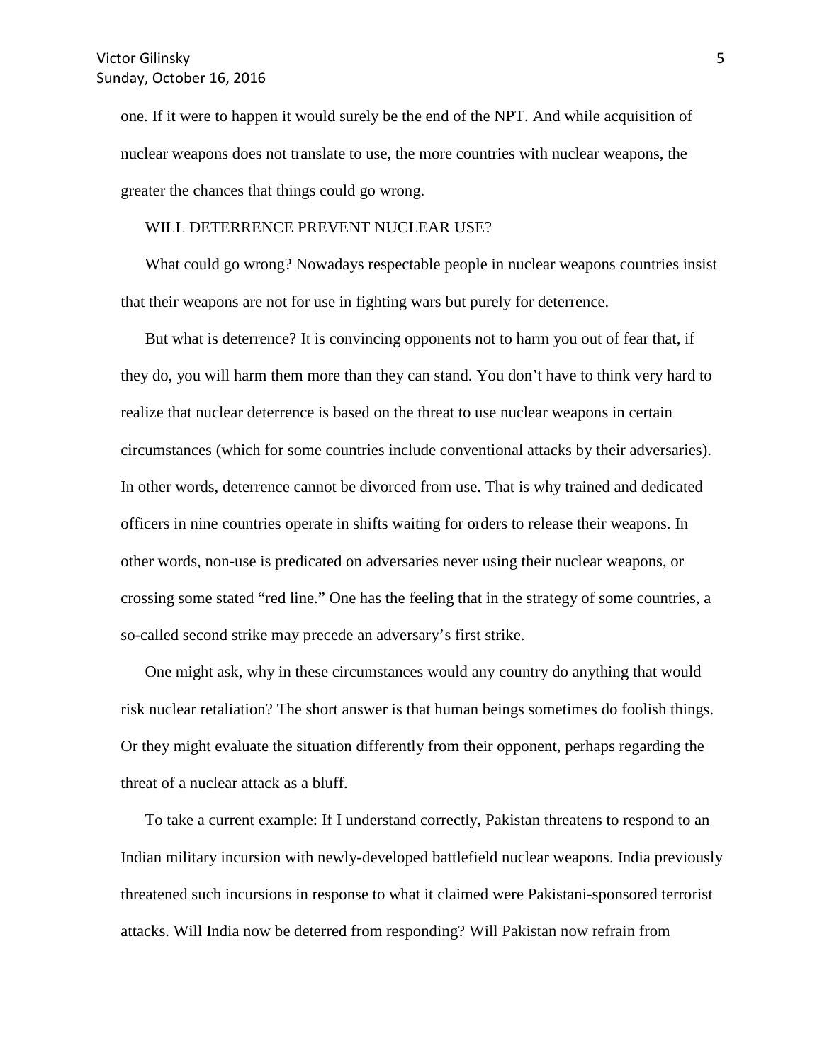one. If it were to happen it would surely be the end of the NPT. And while acquisition of nuclear weapons does not translate to use, the more countries with nuclear weapons, the greater the chances that things could go wrong.

## WILL DETERRENCE PREVENT NUCLEAR USE?

What could go wrong? Nowadays respectable people in nuclear weapons countries insist that their weapons are not for use in fighting wars but purely for deterrence.

But what is deterrence? It is convincing opponents not to harm you out of fear that, if they do, you will harm them more than they can stand. You don't have to think very hard to realize that nuclear deterrence is based on the threat to use nuclear weapons in certain circumstances (which for some countries include conventional attacks by their adversaries). In other words, deterrence cannot be divorced from use. That is why trained and dedicated officers in nine countries operate in shifts waiting for orders to release their weapons. In other words, non-use is predicated on adversaries never using their nuclear weapons, or crossing some stated "red line." One has the feeling that in the strategy of some countries, a so-called second strike may precede an adversary's first strike.

One might ask, why in these circumstances would any country do anything that would risk nuclear retaliation? The short answer is that human beings sometimes do foolish things. Or they might evaluate the situation differently from their opponent, perhaps regarding the threat of a nuclear attack as a bluff.

To take a current example: If I understand correctly, Pakistan threatens to respond to an Indian military incursion with newly-developed battlefield nuclear weapons. India previously threatened such incursions in response to what it claimed were Pakistani-sponsored terrorist attacks. Will India now be deterred from responding? Will Pakistan now refrain from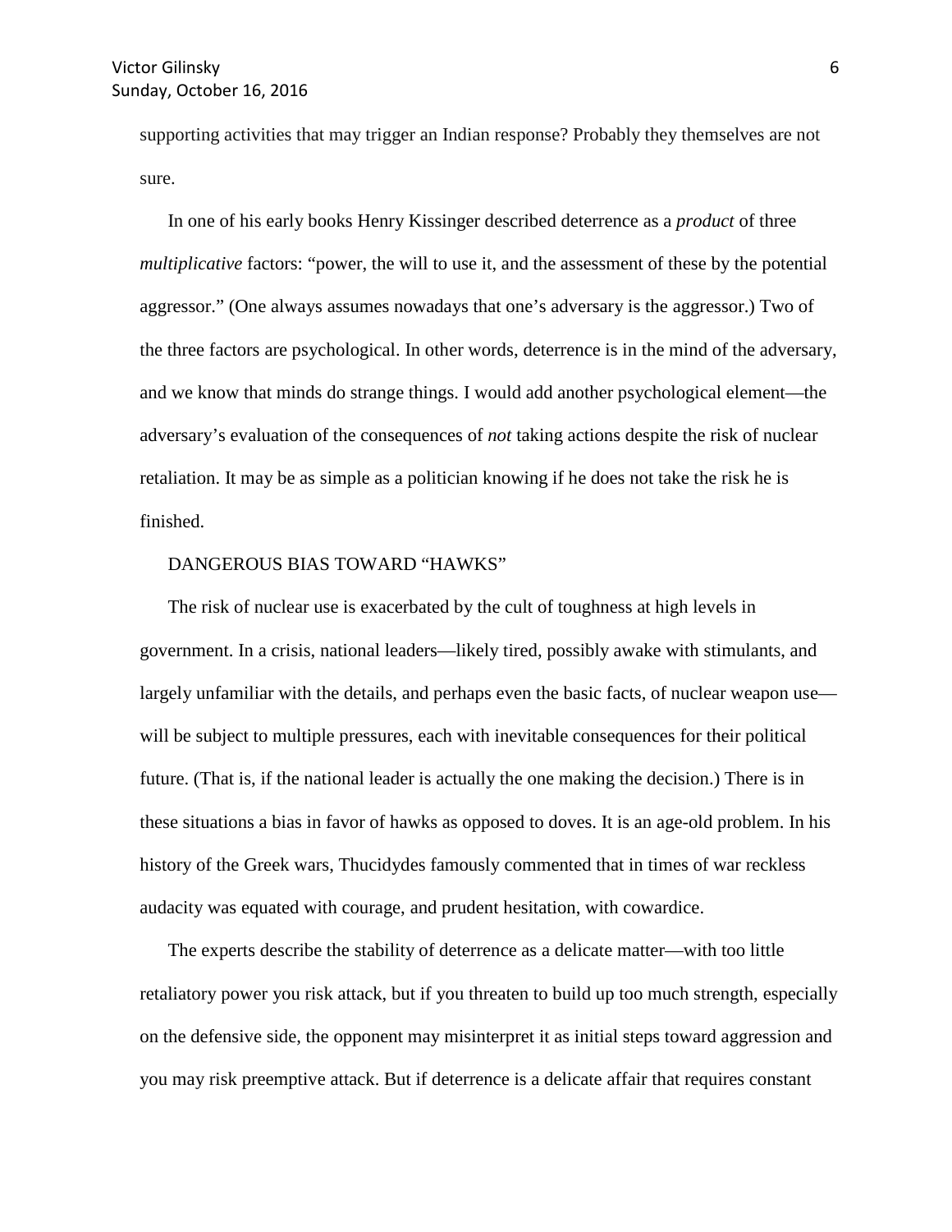supporting activities that may trigger an Indian response? Probably they themselves are not sure.

In one of his early books Henry Kissinger described deterrence as a *product* of three *multiplicative* factors: "power, the will to use it, and the assessment of these by the potential aggressor." (One always assumes nowadays that one's adversary is the aggressor.) Two of the three factors are psychological. In other words, deterrence is in the mind of the adversary, and we know that minds do strange things. I would add another psychological element—the adversary's evaluation of the consequences of *not* taking actions despite the risk of nuclear retaliation. It may be as simple as a politician knowing if he does not take the risk he is finished.

## DANGEROUS BIAS TOWARD "HAWKS"

The risk of nuclear use is exacerbated by the cult of toughness at high levels in government. In a crisis, national leaders—likely tired, possibly awake with stimulants, and largely unfamiliar with the details, and perhaps even the basic facts, of nuclear weapon use—will be subject to multiple pressures, each with inevitable consequences for their political future. (That is, if the national leader is actually the one making the decision.) There is in these situations a bias in favor of hawks as opposed to doves. It is an age-old problem. In his history of the Greek wars, Thucidydes famously commented that in times of war reckless audacity was equated with courage, and prudent hesitation, with cowardice.

The experts describe the stability of deterrence as a delicate matter—with too little retaliatory power you risk attack, but if you threaten to build up too much strength, especially on the defensive side, the opponent may misinterpret it as initial steps toward aggression and you may risk preemptive attack. But if deterrence is a delicate affair that requires constant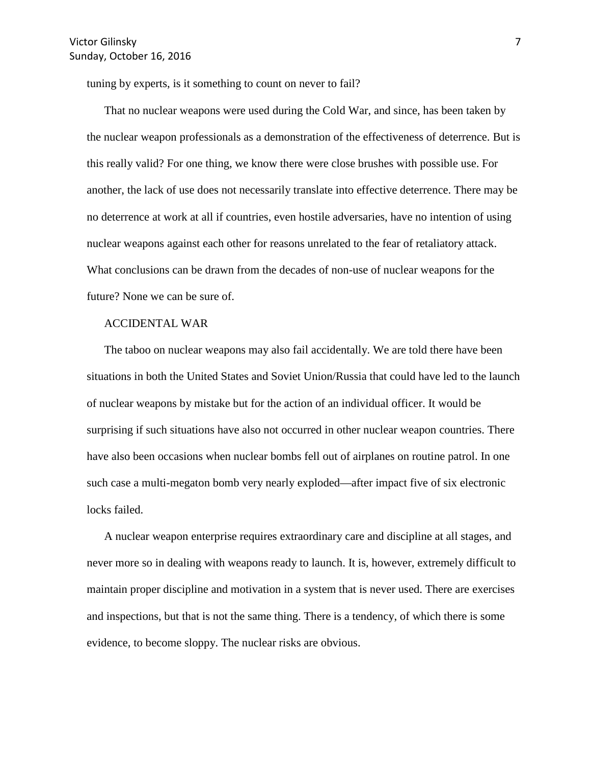tuning by experts, is it something to count on never to fail?

That no nuclear weapons were used during the Cold War, and since, has been taken by the nuclear weapon professionals as a demonstration of the effectiveness of deterrence. But is this really valid? For one thing, we know there were close brushes with possible use. For another, the lack of use does not necessarily translate into effective deterrence. There may be no deterrence at work at all if countries, even hostile adversaries, have no intention of using nuclear weapons against each other for reasons unrelated to the fear of retaliatory attack. What conclusions can be drawn from the decades of non-use of nuclear weapons for the future? None we can be sure of.

## ACCIDENTAL WAR

The taboo on nuclear weapons may also fail accidentally. We are told there have been situations in both the United States and Soviet Union/Russia that could have led to the launch of nuclear weapons by mistake but for the action of an individual officer. It would be surprising if such situations have also not occurred in other nuclear weapon countries. There have also been occasions when nuclear bombs fell out of airplanes on routine patrol. In one such case a multi-megaton bomb very nearly exploded—after impact five of six electronic locks failed.

A nuclear weapon enterprise requires extraordinary care and discipline at all stages, and never more so in dealing with weapons ready to launch. It is, however, extremely difficult to maintain proper discipline and motivation in a system that is never used. There are exercises and inspections, but that is not the same thing. There is a tendency, of which there is some evidence, to become sloppy. The nuclear risks are obvious.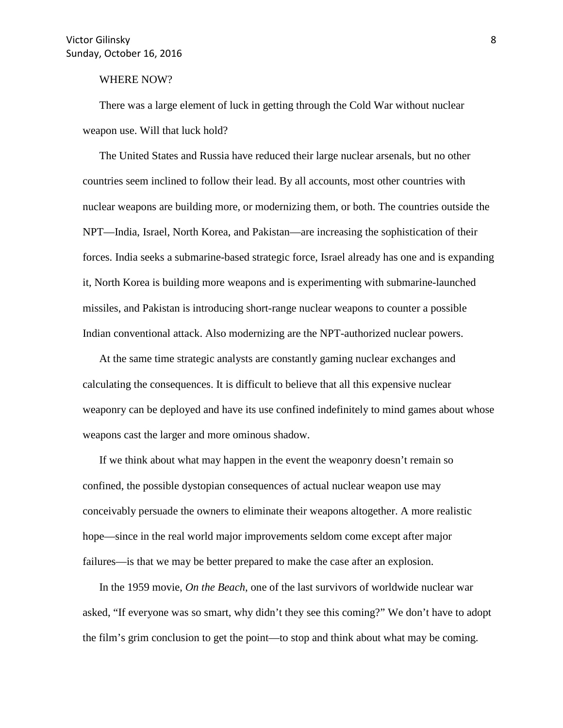## WHERE NOW?

There was a large element of luck in getting through the Cold War without nuclear weapon use. Will that luck hold?

The United States and Russia have reduced their large nuclear arsenals, but no other countries seem inclined to follow their lead. By all accounts, most other countries with nuclear weapons are building more, or modernizing them, or both. The countries outside the NPT—India, Israel, North Korea, and Pakistan—are increasing the sophistication of their forces. India seeks a submarine-based strategic force, Israel already has one and is expanding it, North Korea is building more weapons and is experimenting with submarine-launched missiles, and Pakistan is introducing short-range nuclear weapons to counter a possible Indian conventional attack. Also modernizing are the NPT-authorized nuclear powers.

At the same time strategic analysts are constantly gaming nuclear exchanges and calculating the consequences. It is difficult to believe that all this expensive nuclear weaponry can be deployed and have its use confined indefinitely to mind games about whose weapons cast the larger and more ominous shadow.

If we think about what may happen in the event the weaponry doesn't remain so confined, the possible dystopian consequences of actual nuclear weapon use may conceivably persuade the owners to eliminate their weapons altogether. A more realistic hope—since in the real world major improvements seldom come except after major failures—is that we may be better prepared to make the case after an explosion.

In the 1959 movie, *On the Beach*, one of the last survivors of worldwide nuclear war asked, "If everyone was so smart, why didn't they see this coming?" We don't have to adopt the film's grim conclusion to get the point—to stop and think about what may be coming.